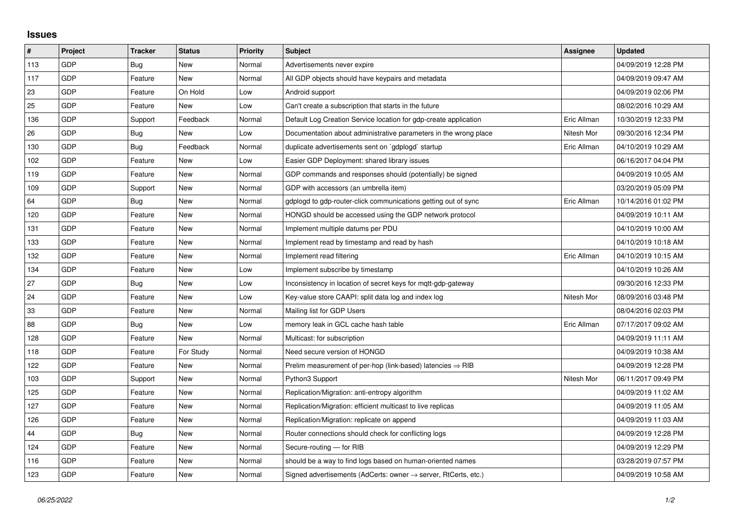## Issues

| # | Project | Tracker | Status | Priority | Subject | Assignee | Updated |
|---|---|---|---|---|---|---|---|
| 113 | GDP | Bug | New | Normal | Advertisements never expire | | 04/09/2019 12:28 PM |
| 117 | GDP | Feature | New | Normal | All GDP objects should have keypairs and metadata | | 04/09/2019 09:47 AM |
| 23 | GDP | Feature | On Hold | Low | Android support | | 04/09/2019 02:06 PM |
| 25 | GDP | Feature | New | Low | Can't create a subscription that starts in the future | | 08/02/2016 10:29 AM |
| 136 | GDP | Support | Feedback | Normal | Default Log Creation Service location for gdp-create application | Eric Allman | 10/30/2019 12:33 PM |
| 26 | GDP | Bug | New | Low | Documentation about administrative parameters in the wrong place | Nitesh Mor | 09/30/2016 12:34 PM |
| 130 | GDP | Bug | Feedback | Normal | duplicate advertisements sent on `gdplogd` startup | Eric Allman | 04/10/2019 10:29 AM |
| 102 | GDP | Feature | New | Low | Easier GDP Deployment: shared library issues | | 06/16/2017 04:04 PM |
| 119 | GDP | Feature | New | Normal | GDP commands and responses should (potentially) be signed | | 04/09/2019 10:05 AM |
| 109 | GDP | Support | New | Normal | GDP with accessors (an umbrella item) | | 03/20/2019 05:09 PM |
| 64 | GDP | Bug | New | Normal | gdplogd to gdp-router-click communications getting out of sync | Eric Allman | 10/14/2016 01:02 PM |
| 120 | GDP | Feature | New | Normal | HONGD should be accessed using the GDP network protocol | | 04/09/2019 10:11 AM |
| 131 | GDP | Feature | New | Normal | Implement multiple datums per PDU | | 04/10/2019 10:00 AM |
| 133 | GDP | Feature | New | Normal | Implement read by timestamp and read by hash | | 04/10/2019 10:18 AM |
| 132 | GDP | Feature | New | Normal | Implement read filtering | Eric Allman | 04/10/2019 10:15 AM |
| 134 | GDP | Feature | New | Low | Implement subscribe by timestamp | | 04/10/2019 10:26 AM |
| 27 | GDP | Bug | New | Low | Inconsistency in location of secret keys for mqtt-gdp-gateway | | 09/30/2016 12:33 PM |
| 24 | GDP | Feature | New | Low | Key-value store CAAPI: split data log and index log | Nitesh Mor | 08/09/2016 03:48 PM |
| 33 | GDP | Feature | New | Normal | Mailing list for GDP Users | | 08/04/2016 02:03 PM |
| 88 | GDP | Bug | New | Low | memory leak in GCL cache hash table | Eric Allman | 07/17/2017 09:02 AM |
| 128 | GDP | Feature | New | Normal | Multicast: for subscription | | 04/09/2019 11:11 AM |
| 118 | GDP | Feature | For Study | Normal | Need secure version of HONGD | | 04/09/2019 10:38 AM |
| 122 | GDP | Feature | New | Normal | Prelim measurement of per-hop (link-based) latencies ⇒ RIB | | 04/09/2019 12:28 PM |
| 103 | GDP | Support | New | Normal | Python3 Support | Nitesh Mor | 06/11/2017 09:49 PM |
| 125 | GDP | Feature | New | Normal | Replication/Migration: anti-entropy algorithm | | 04/09/2019 11:02 AM |
| 127 | GDP | Feature | New | Normal | Replication/Migration: efficient multicast to live replicas | | 04/09/2019 11:05 AM |
| 126 | GDP | Feature | New | Normal | Replication/Migration: replicate on append | | 04/09/2019 11:03 AM |
| 44 | GDP | Bug | New | Normal | Router connections should check for conflicting logs | | 04/09/2019 12:28 PM |
| 124 | GDP | Feature | New | Normal | Secure-routing — for RIB | | 04/09/2019 12:29 PM |
| 116 | GDP | Feature | New | Normal | should be a way to find logs based on human-oriented names | | 03/28/2019 07:57 PM |
| 123 | GDP | Feature | New | Normal | Signed advertisements (AdCerts: owner → server, RtCerts, etc.) | | 04/09/2019 10:58 AM |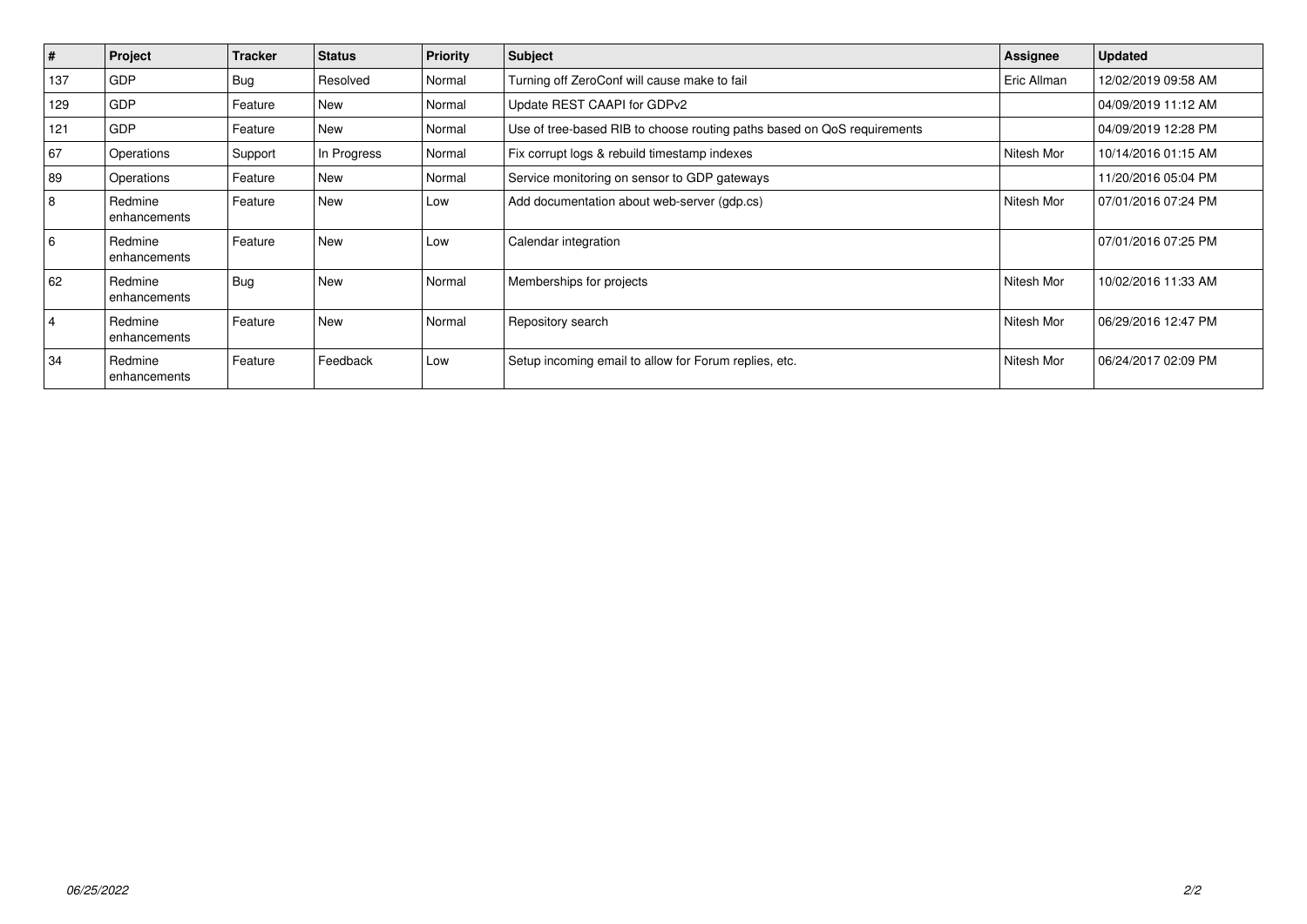| # | Project | Tracker | Status | Priority | Subject | Assignee | Updated |
| --- | --- | --- | --- | --- | --- | --- | --- |
| 137 | GDP | Bug | Resolved | Normal | Turning off ZeroConf will cause make to fail | Eric Allman | 12/02/2019 09:58 AM |
| 129 | GDP | Feature | New | Normal | Update REST CAAPI for GDPv2 | | 04/09/2019 11:12 AM |
| 121 | GDP | Feature | New | Normal | Use of tree-based RIB to choose routing paths based on QoS requirements | | 04/09/2019 12:28 PM |
| 67 | Operations | Support | In Progress | Normal | Fix corrupt logs & rebuild timestamp indexes | Nitesh Mor | 10/14/2016 01:15 AM |
| 89 | Operations | Feature | New | Normal | Service monitoring on sensor to GDP gateways | | 11/20/2016 05:04 PM |
| 8 | Redmine enhancements | Feature | New | Low | Add documentation about web-server (gdp.cs) | Nitesh Mor | 07/01/2016 07:24 PM |
| 6 | Redmine enhancements | Feature | New | Low | Calendar integration | | 07/01/2016 07:25 PM |
| 62 | Redmine enhancements | Bug | New | Normal | Memberships for projects | Nitesh Mor | 10/02/2016 11:33 AM |
| 4 | Redmine enhancements | Feature | New | Normal | Repository search | Nitesh Mor | 06/29/2016 12:47 PM |
| 34 | Redmine enhancements | Feature | Feedback | Low | Setup incoming email to allow for Forum replies, etc. | Nitesh Mor | 06/24/2017 02:09 PM |